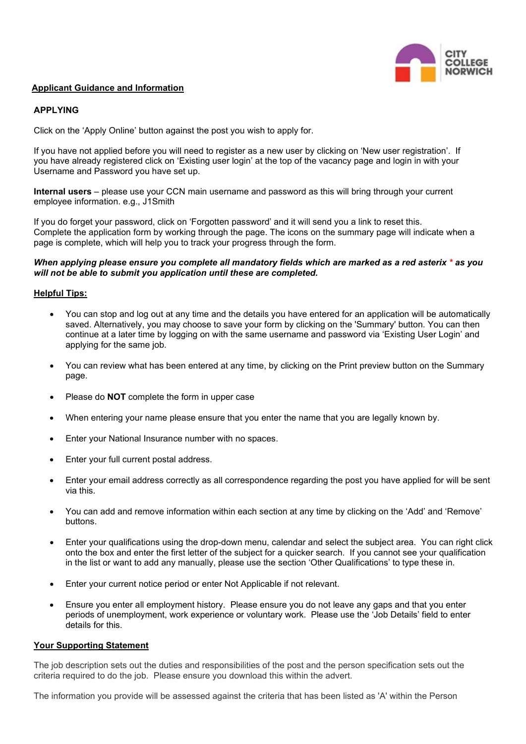## Applicant Guidance and Information

### APPLYING

Click on the 'Apply Online' button against the post you wish to apply for.

If you have not applied before you will need to register as a new user by clicking on 'New user registration'. If you have already registered click on 'Existing user login' at the top of the vacancy page and login in with your Username and Password you have set up.

**Internal users** – please use your CCN main username and password as this will bring through your current employee information. e.g., J1Smith

If you do forget your password, click on 'Forgotten password' and it will send you a link to reset this.
Complete the application form by working through the page. The icons on the summary page will indicate when a page is complete, which will help you to track your progress through the form.

***When applying please ensure you complete all mandatory fields which are marked as a red asterix * as you will not be able to submit you application until these are completed.***

**Helpful Tips:**

- You can stop and log out at any time and the details you have entered for an application will be automatically saved. Alternatively, you may choose to save your form by clicking on the 'Summary' button. You can then continue at a later time by logging on with the same username and password via 'Existing User Login' and applying for the same job.
- You can review what has been entered at any time, by clicking on the Print preview button on the Summary page.
- Please do **NOT** complete the form in upper case
- When entering your name please ensure that you enter the name that you are legally known by.
- Enter your National Insurance number with no spaces.
- Enter your full current postal address.
- Enter your email address correctly as all correspondence regarding the post you have applied for will be sent via this.
- You can add and remove information within each section at any time by clicking on the 'Add' and 'Remove' buttons.
- Enter your qualifications using the drop-down menu, calendar and select the subject area. You can right click onto the box and enter the first letter of the subject for a quicker search. If you cannot see your qualification in the list or want to add any manually, please use the section 'Other Qualifications' to type these in.
- Enter your current notice period or enter Not Applicable if not relevant.
- Ensure you enter all employment history. Please ensure you do not leave any gaps and that you enter periods of unemployment, work experience or voluntary work. Please use the 'Job Details' field to enter details for this.

**Your Supporting Statement**

The job description sets out the duties and responsibilities of the post and the person specification sets out the criteria required to do the job. Please ensure you download this within the advert.

The information you provide will be assessed against the criteria that has been listed as 'A' within the Person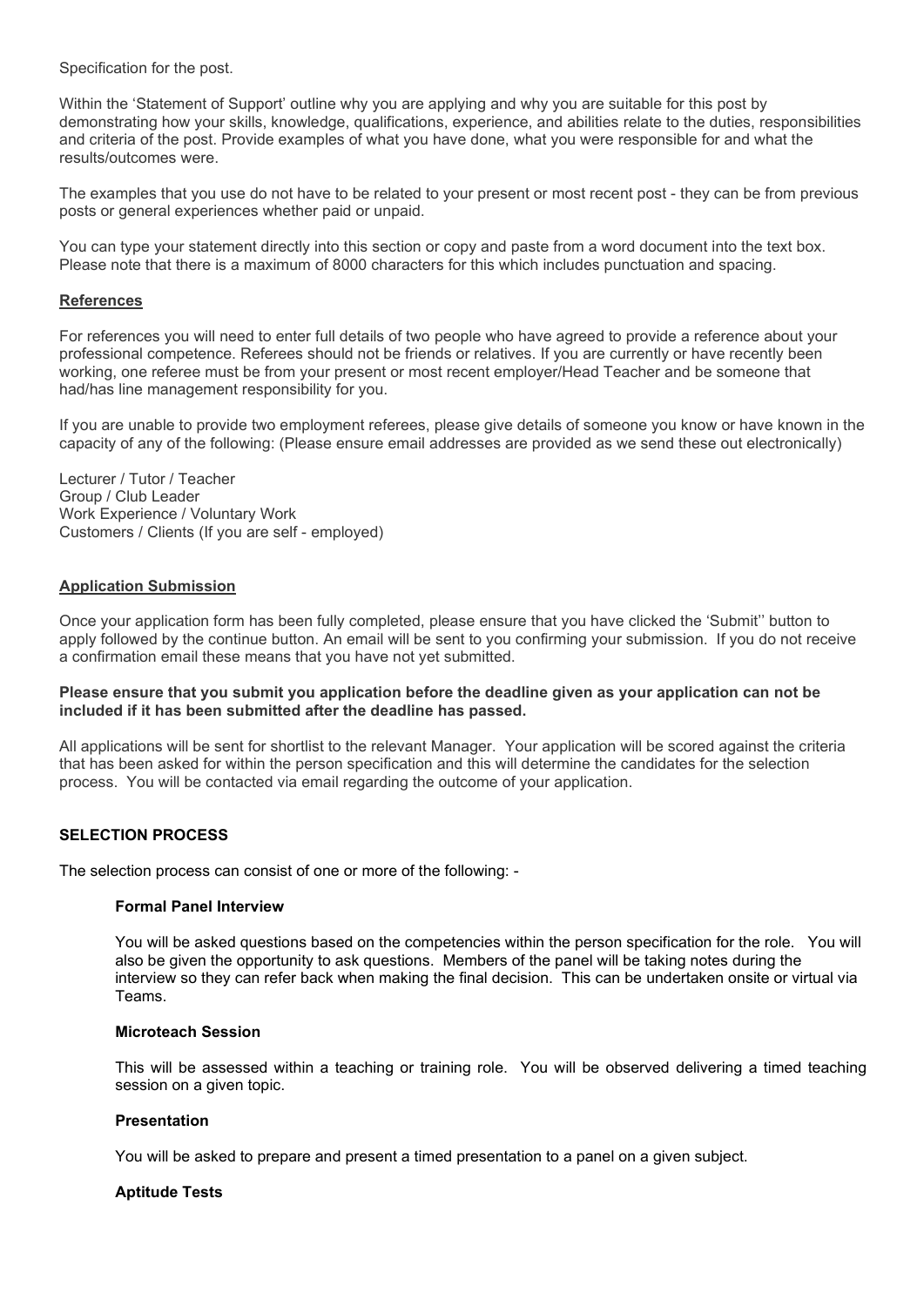Specification for the post.

Within the 'Statement of Support' outline why you are applying and why you are suitable for this post by demonstrating how your skills, knowledge, qualifications, experience, and abilities relate to the duties, responsibilities and criteria of the post. Provide examples of what you have done, what you were responsible for and what the results/outcomes were.

The examples that you use do not have to be related to your present or most recent post - they can be from previous posts or general experiences whether paid or unpaid.

You can type your statement directly into this section or copy and paste from a word document into the text box. Please note that there is a maximum of 8000 characters for this which includes punctuation and spacing.

## References

For references you will need to enter full details of two people who have agreed to provide a reference about your professional competence. Referees should not be friends or relatives. If you are currently or have recently been working, one referee must be from your present or most recent employer/Head Teacher and be someone that had/has line management responsibility for you.

If you are unable to provide two employment referees, please give details of someone you know or have known in the capacity of any of the following: (Please ensure email addresses are provided as we send these out electronically)

Lecturer / Tutor / Teacher
Group / Club Leader
Work Experience / Voluntary Work
Customers / Clients (If you are self - employed)

## Application Submission

Once your application form has been fully completed, please ensure that you have clicked the 'Submit'' button to apply followed by the continue button. An email will be sent to you confirming your submission. If you do not receive a confirmation email these means that you have not yet submitted.

**Please ensure that you submit you application before the deadline given as your application can not be included if it has been submitted after the deadline has passed.**

All applications will be sent for shortlist to the relevant Manager. Your application will be scored against the criteria that has been asked for within the person specification and this will determine the candidates for the selection process. You will be contacted via email regarding the outcome of your application.

## SELECTION PROCESS

The selection process can consist of one or more of the following: -

### Formal Panel Interview

You will be asked questions based on the competencies within the person specification for the role. You will also be given the opportunity to ask questions. Members of the panel will be taking notes during the interview so they can refer back when making the final decision. This can be undertaken onsite or virtual via Teams.

### Microteach Session

This will be assessed within a teaching or training role. You will be observed delivering a timed teaching session on a given topic.

### Presentation

You will be asked to prepare and present a timed presentation to a panel on a given subject.

### Aptitude Tests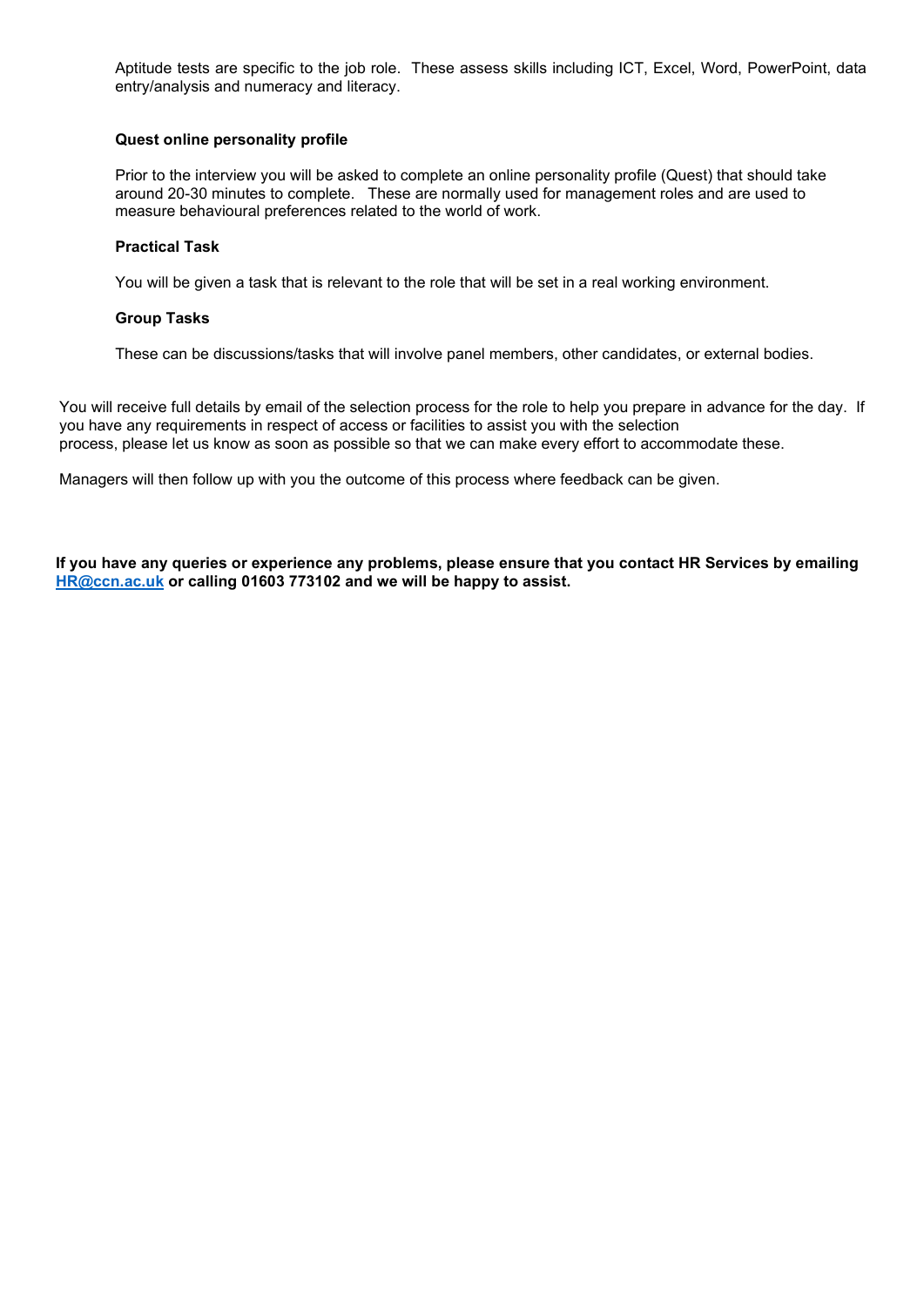Aptitude tests are specific to the job role. These assess skills including ICT, Excel, Word, PowerPoint, data entry/analysis and numeracy and literacy.

**Quest online personality profile**

Prior to the interview you will be asked to complete an online personality profile (Quest) that should take around 20-30 minutes to complete. These are normally used for management roles and are used to measure behavioural preferences related to the world of work.

**Practical Task**

You will be given a task that is relevant to the role that will be set in a real working environment.

**Group Tasks**

These can be discussions/tasks that will involve panel members, other candidates, or external bodies.

You will receive full details by email of the selection process for the role to help you prepare in advance for the day. If you have any requirements in respect of access or facilities to assist you with the selection process, please let us know as soon as possible so that we can make every effort to accommodate these.

Managers will then follow up with you the outcome of this process where feedback can be given.

**If you have any queries or experience any problems, please ensure that you contact HR Services by emailing [HR@ccn.ac.uk](mailto:HR@ccn.ac.uk) or calling 01603 773102 and we will be happy to assist.**